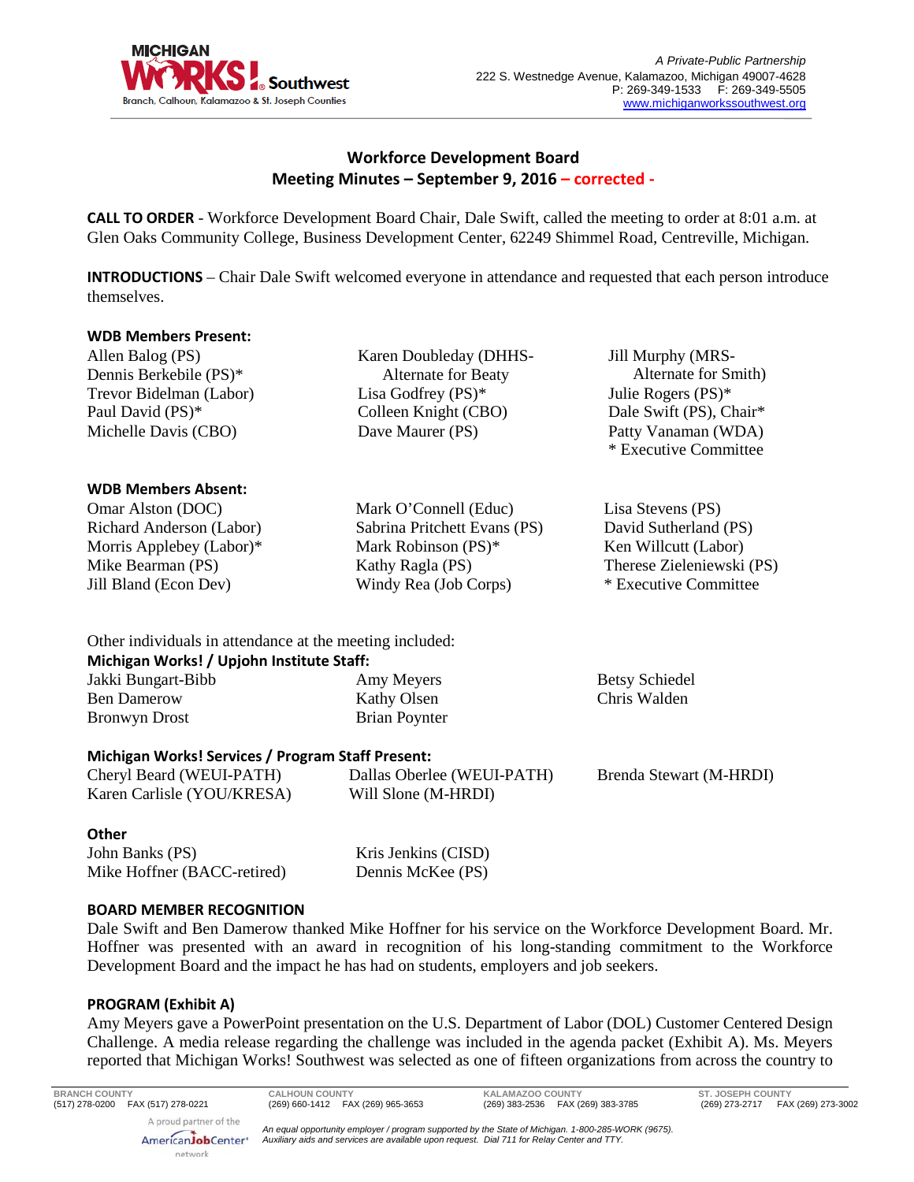A Private-Public Partnership
222 S. Westnedge Avenue, Kalamazoo, Michigan 49007-4628
P: 269-349-1533 F: 269-349-5505
www.michiganworkssouthwest.org

# Workforce Development Board Meeting Minutes – September 9, 2016 – corrected -

**CALL TO ORDER** - Workforce Development Board Chair, Dale Swift, called the meeting to order at 8:01 a.m. at Glen Oaks Community College, Business Development Center, 62249 Shimmel Road, Centreville, Michigan.

**INTRODUCTIONS** – Chair Dale Swift welcomed everyone in attendance and requested that each person introduce themselves.

**WDB Members Present:**

Allen Balog (PS)
Dennis Berkebile (PS)*
Trevor Bidelman (Labor)
Paul David (PS)*
Michelle Davis (CBO)
Karen Doubleday (DHHS-Alternate for Beaty
Lisa Godfrey (PS)*
Colleen Knight (CBO)
Dave Maurer (PS)
Jill Murphy (MRS-Alternate for Smith)
Julie Rogers (PS)*
Dale Swift (PS), Chair*
Patty Vanaman (WDA)
\* Executive Committee

**WDB Members Absent:**

Omar Alston (DOC)
Richard Anderson (Labor)
Morris Applebey (Labor)*
Mike Bearman (PS)
Jill Bland (Econ Dev)
Mark O'Connell (Educ)
Sabrina Pritchett Evans (PS)
Mark Robinson (PS)*
Kathy Ragla (PS)
Windy Rea (Job Corps)
Lisa Stevens (PS)
David Sutherland (PS)
Ken Willcutt (Labor)
Therese Zieleniewski (PS)
\* Executive Committee

Other individuals in attendance at the meeting included:

**Michigan Works! / Upjohn Institute Staff:**

Jakki Bungart-Bibb
Ben Damerow
Bronwyn Drost
Amy Meyers
Kathy Olsen
Brian Poynter
Betsy Schiedel
Chris Walden

**Michigan Works! Services / Program Staff Present:**

Cheryl Beard (WEUI-PATH)
Karen Carlisle (YOU/KRESA)
Dallas Oberlee (WEUI-PATH)
Will Slone (M-HRDI)
Brenda Stewart (M-HRDI)

**Other**

John Banks (PS)
Mike Hoffner (BACC-retired)
Kris Jenkins (CISD)
Dennis McKee (PS)

**BOARD MEMBER RECOGNITION**

Dale Swift and Ben Damerow thanked Mike Hoffner for his service on the Workforce Development Board. Mr. Hoffner was presented with an award in recognition of his long-standing commitment to the Workforce Development Board and the impact he has had on students, employers and job seekers.

**PROGRAM (Exhibit A)**

Amy Meyers gave a PowerPoint presentation on the U.S. Department of Labor (DOL) Customer Centered Design Challenge. A media release regarding the challenge was included in the agenda packet (Exhibit A). Ms. Meyers reported that Michigan Works! Southwest was selected as one of fifteen organizations from across the country to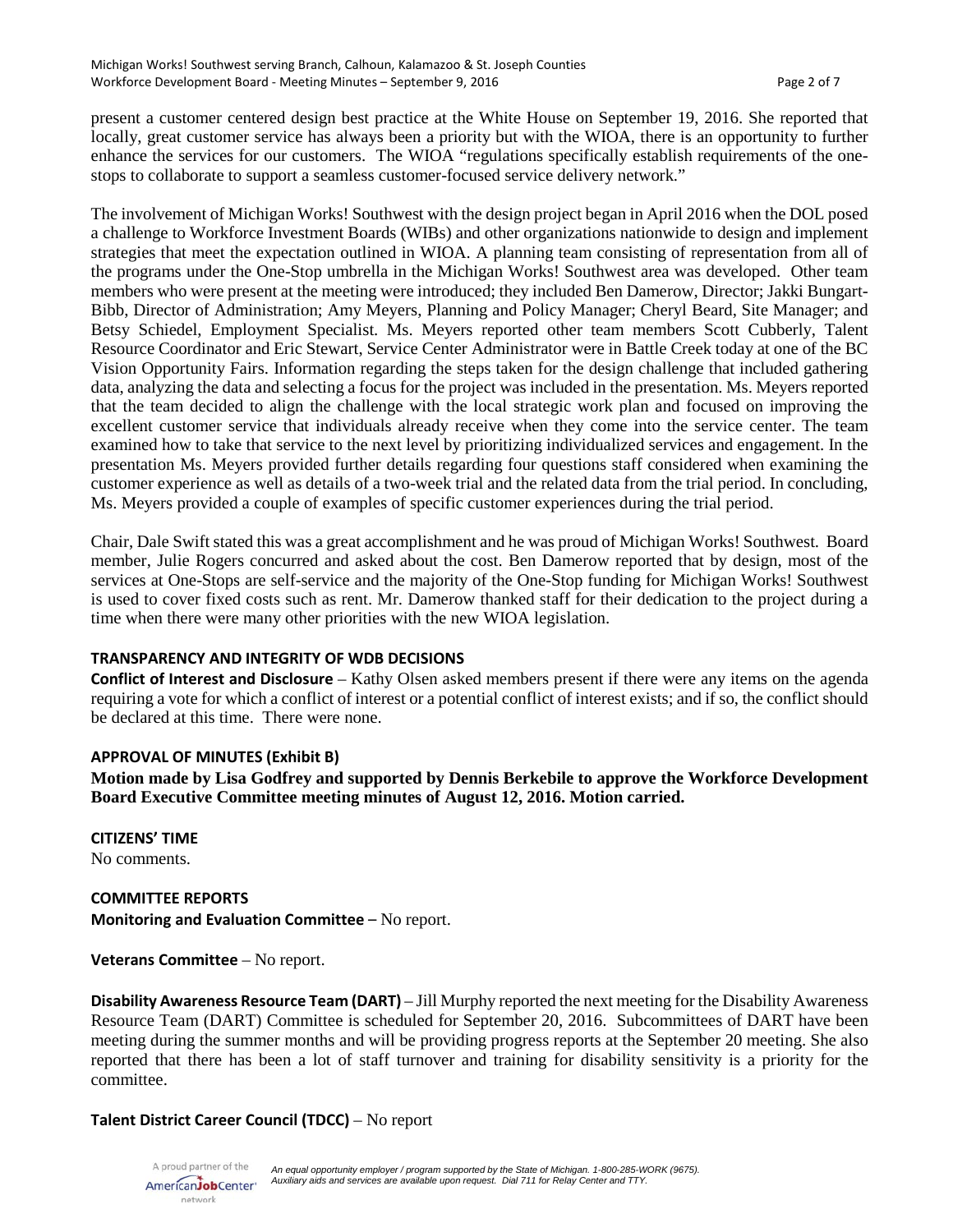present a customer centered design best practice at the White House on September 19, 2016. She reported that locally, great customer service has always been a priority but with the WIOA, there is an opportunity to further enhance the services for our customers. The WIOA "regulations specifically establish requirements of the one-stops to collaborate to support a seamless customer-focused service delivery network."

The involvement of Michigan Works! Southwest with the design project began in April 2016 when the DOL posed a challenge to Workforce Investment Boards (WIBs) and other organizations nationwide to design and implement strategies that meet the expectation outlined in WIOA. A planning team consisting of representation from all of the programs under the One-Stop umbrella in the Michigan Works! Southwest area was developed. Other team members who were present at the meeting were introduced; they included Ben Damerow, Director; Jakki Bungart-Bibb, Director of Administration; Amy Meyers, Planning and Policy Manager; Cheryl Beard, Site Manager; and Betsy Schiedel, Employment Specialist. Ms. Meyers reported other team members Scott Cubberly, Talent Resource Coordinator and Eric Stewart, Service Center Administrator were in Battle Creek today at one of the BC Vision Opportunity Fairs. Information regarding the steps taken for the design challenge that included gathering data, analyzing the data and selecting a focus for the project was included in the presentation. Ms. Meyers reported that the team decided to align the challenge with the local strategic work plan and focused on improving the excellent customer service that individuals already receive when they come into the service center. The team examined how to take that service to the next level by prioritizing individualized services and engagement. In the presentation Ms. Meyers provided further details regarding four questions staff considered when examining the customer experience as well as details of a two-week trial and the related data from the trial period. In concluding, Ms. Meyers provided a couple of examples of specific customer experiences during the trial period.

Chair, Dale Swift stated this was a great accomplishment and he was proud of Michigan Works! Southwest. Board member, Julie Rogers concurred and asked about the cost. Ben Damerow reported that by design, most of the services at One-Stops are self-service and the majority of the One-Stop funding for Michigan Works! Southwest is used to cover fixed costs such as rent. Mr. Damerow thanked staff for their dedication to the project during a time when there were many other priorities with the new WIOA legislation.

**TRANSPARENCY AND INTEGRITY OF WDB DECISIONS**

**Conflict of Interest and Disclosure** – Kathy Olsen asked members present if there were any items on the agenda requiring a vote for which a conflict of interest or a potential conflict of interest exists; and if so, the conflict should be declared at this time. There were none.

**APPROVAL OF MINUTES (Exhibit B)**

**Motion made by Lisa Godfrey and supported by Dennis Berkebile to approve the Workforce Development Board Executive Committee meeting minutes of August 12, 2016. Motion carried.**

**CITIZENS' TIME**

No comments.

**COMMITTEE REPORTS**

**Monitoring and Evaluation Committee** – No report.

**Veterans Committee** – No report.

**Disability Awareness Resource Team (DART)** – Jill Murphy reported the next meeting for the Disability Awareness Resource Team (DART) Committee is scheduled for September 20, 2016. Subcommittees of DART have been meeting during the summer months and will be providing progress reports at the September 20 meeting. She also reported that there has been a lot of staff turnover and training for disability sensitivity is a priority for the committee.

**Talent District Career Council (TDCC)** – No report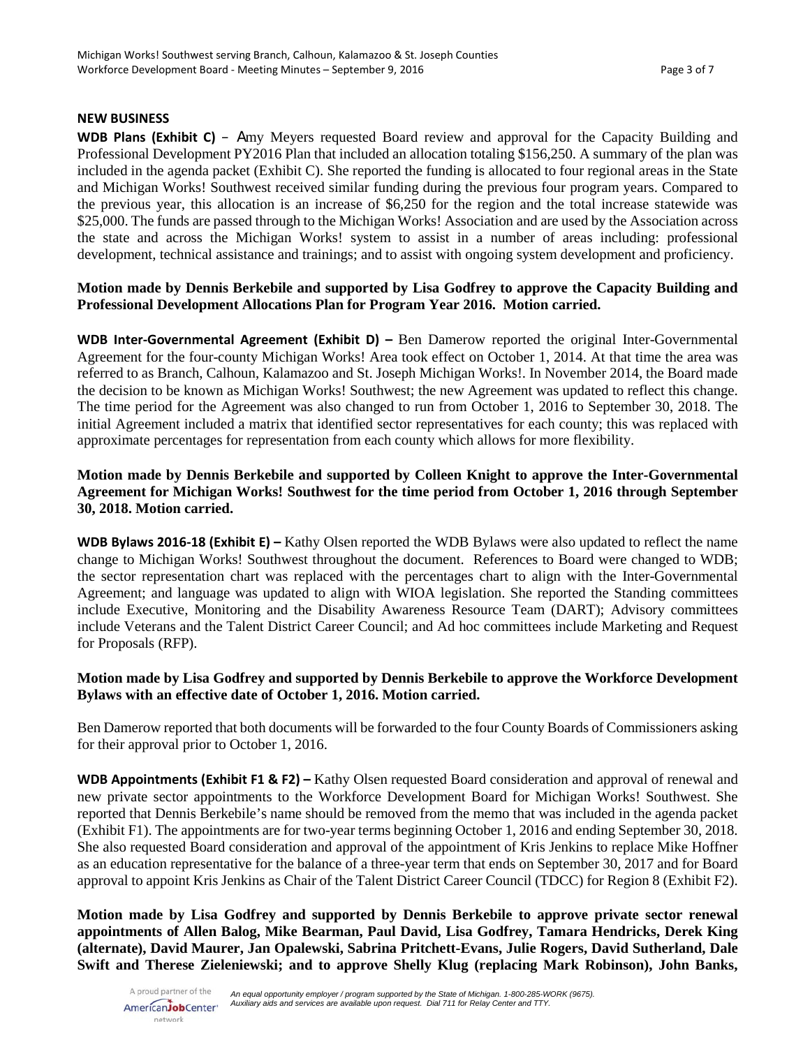## NEW BUSINESS

**WDB Plans (Exhibit C)** – Amy Meyers requested Board review and approval for the Capacity Building and Professional Development PY2016 Plan that included an allocation totaling $156,250. A summary of the plan was included in the agenda packet (Exhibit C). She reported the funding is allocated to four regional areas in the State and Michigan Works! Southwest received similar funding during the previous four program years. Compared to the previous year, this allocation is an increase of $6,250 for the region and the total increase statewide was $25,000. The funds are passed through to the Michigan Works! Association and are used by the Association across the state and across the Michigan Works! system to assist in a number of areas including: professional development, technical assistance and trainings; and to assist with ongoing system development and proficiency.

**Motion made by Dennis Berkebile and supported by Lisa Godfrey to approve the Capacity Building and Professional Development Allocations Plan for Program Year 2016. Motion carried.**

**WDB Inter-Governmental Agreement (Exhibit D) –** Ben Damerow reported the original Inter-Governmental Agreement for the four-county Michigan Works! Area took effect on October 1, 2014. At that time the area was referred to as Branch, Calhoun, Kalamazoo and St. Joseph Michigan Works!. In November 2014, the Board made the decision to be known as Michigan Works! Southwest; the new Agreement was updated to reflect this change. The time period for the Agreement was also changed to run from October 1, 2016 to September 30, 2018. The initial Agreement included a matrix that identified sector representatives for each county; this was replaced with approximate percentages for representation from each county which allows for more flexibility.

**Motion made by Dennis Berkebile and supported by Colleen Knight to approve the Inter-Governmental Agreement for Michigan Works! Southwest for the time period from October 1, 2016 through September 30, 2018. Motion carried.**

**WDB Bylaws 2016-18 (Exhibit E) –** Kathy Olsen reported the WDB Bylaws were also updated to reflect the name change to Michigan Works! Southwest throughout the document. References to Board were changed to WDB; the sector representation chart was replaced with the percentages chart to align with the Inter-Governmental Agreement; and language was updated to align with WIOA legislation. She reported the Standing committees include Executive, Monitoring and the Disability Awareness Resource Team (DART); Advisory committees include Veterans and the Talent District Career Council; and Ad hoc committees include Marketing and Request for Proposals (RFP).

**Motion made by Lisa Godfrey and supported by Dennis Berkebile to approve the Workforce Development Bylaws with an effective date of October 1, 2016. Motion carried.**

Ben Damerow reported that both documents will be forwarded to the four County Boards of Commissioners asking for their approval prior to October 1, 2016.

**WDB Appointments (Exhibit F1 & F2) –** Kathy Olsen requested Board consideration and approval of renewal and new private sector appointments to the Workforce Development Board for Michigan Works! Southwest. She reported that Dennis Berkebile's name should be removed from the memo that was included in the agenda packet (Exhibit F1). The appointments are for two-year terms beginning October 1, 2016 and ending September 30, 2018. She also requested Board consideration and approval of the appointment of Kris Jenkins to replace Mike Hoffner as an education representative for the balance of a three-year term that ends on September 30, 2017 and for Board approval to appoint Kris Jenkins as Chair of the Talent District Career Council (TDCC) for Region 8 (Exhibit F2).

**Motion made by Lisa Godfrey and supported by Dennis Berkebile to approve private sector renewal appointments of Allen Balog, Mike Bearman, Paul David, Lisa Godfrey, Tamara Hendricks, Derek King (alternate), David Maurer, Jan Opalewski, Sabrina Pritchett-Evans, Julie Rogers, David Sutherland, Dale Swift and Therese Zieleniewski; and to approve Shelly Klug (replacing Mark Robinson), John Banks,**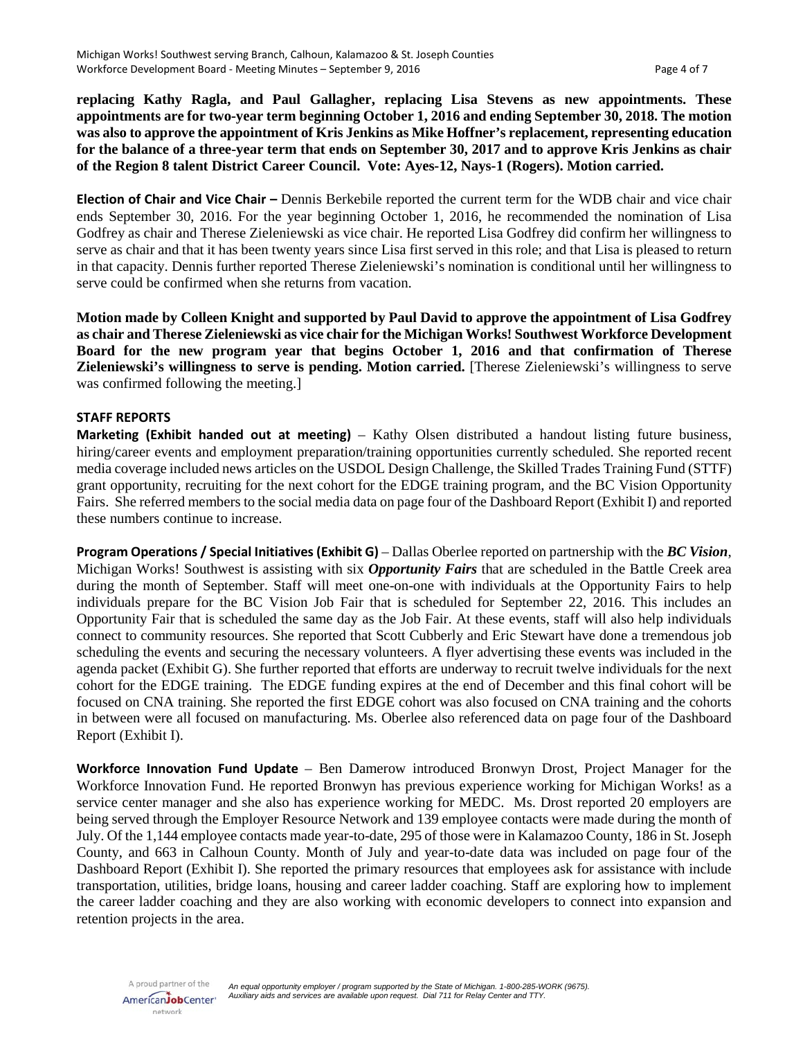**replacing Kathy Ragla, and Paul Gallagher, replacing Lisa Stevens as new appointments. These appointments are for two-year term beginning October 1, 2016 and ending September 30, 2018. The motion was also to approve the appointment of Kris Jenkins as Mike Hoffner's replacement, representing education for the balance of a three-year term that ends on September 30, 2017 and to approve Kris Jenkins as chair of the Region 8 talent District Career Council. Vote: Ayes-12, Nays-1 (Rogers). Motion carried.**

**Election of Chair and Vice Chair –** Dennis Berkebile reported the current term for the WDB chair and vice chair ends September 30, 2016. For the year beginning October 1, 2016, he recommended the nomination of Lisa Godfrey as chair and Therese Zieleniewski as vice chair. He reported Lisa Godfrey did confirm her willingness to serve as chair and that it has been twenty years since Lisa first served in this role; and that Lisa is pleased to return in that capacity. Dennis further reported Therese Zieleniewski's nomination is conditional until her willingness to serve could be confirmed when she returns from vacation.

**Motion made by Colleen Knight and supported by Paul David to approve the appointment of Lisa Godfrey as chair and Therese Zieleniewski as vice chair for the Michigan Works! Southwest Workforce Development Board for the new program year that begins October 1, 2016 and that confirmation of Therese Zieleniewski's willingness to serve is pending. Motion carried.** [Therese Zieleniewski's willingness to serve was confirmed following the meeting.]

**STAFF REPORTS**

**Marketing (Exhibit handed out at meeting)** – Kathy Olsen distributed a handout listing future business, hiring/career events and employment preparation/training opportunities currently scheduled. She reported recent media coverage included news articles on the USDOL Design Challenge, the Skilled Trades Training Fund (STTF) grant opportunity, recruiting for the next cohort for the EDGE training program, and the BC Vision Opportunity Fairs. She referred members to the social media data on page four of the Dashboard Report (Exhibit I) and reported these numbers continue to increase.

**Program Operations / Special Initiatives (Exhibit G)** – Dallas Oberlee reported on partnership with the ***BC Vision***, Michigan Works! Southwest is assisting with six ***Opportunity Fairs*** that are scheduled in the Battle Creek area during the month of September. Staff will meet one-on-one with individuals at the Opportunity Fairs to help individuals prepare for the BC Vision Job Fair that is scheduled for September 22, 2016. This includes an Opportunity Fair that is scheduled the same day as the Job Fair. At these events, staff will also help individuals connect to community resources. She reported that Scott Cubberly and Eric Stewart have done a tremendous job scheduling the events and securing the necessary volunteers. A flyer advertising these events was included in the agenda packet (Exhibit G). She further reported that efforts are underway to recruit twelve individuals for the next cohort for the EDGE training. The EDGE funding expires at the end of December and this final cohort will be focused on CNA training. She reported the first EDGE cohort was also focused on CNA training and the cohorts in between were all focused on manufacturing. Ms. Oberlee also referenced data on page four of the Dashboard Report (Exhibit I).

**Workforce Innovation Fund Update** – Ben Damerow introduced Bronwyn Drost, Project Manager for the Workforce Innovation Fund. He reported Bronwyn has previous experience working for Michigan Works! as a service center manager and she also has experience working for MEDC. Ms. Drost reported 20 employers are being served through the Employer Resource Network and 139 employee contacts were made during the month of July. Of the 1,144 employee contacts made year-to-date, 295 of those were in Kalamazoo County, 186 in St. Joseph County, and 663 in Calhoun County. Month of July and year-to-date data was included on page four of the Dashboard Report (Exhibit I). She reported the primary resources that employees ask for assistance with include transportation, utilities, bridge loans, housing and career ladder coaching. Staff are exploring how to implement the career ladder coaching and they are also working with economic developers to connect into expansion and retention projects in the area.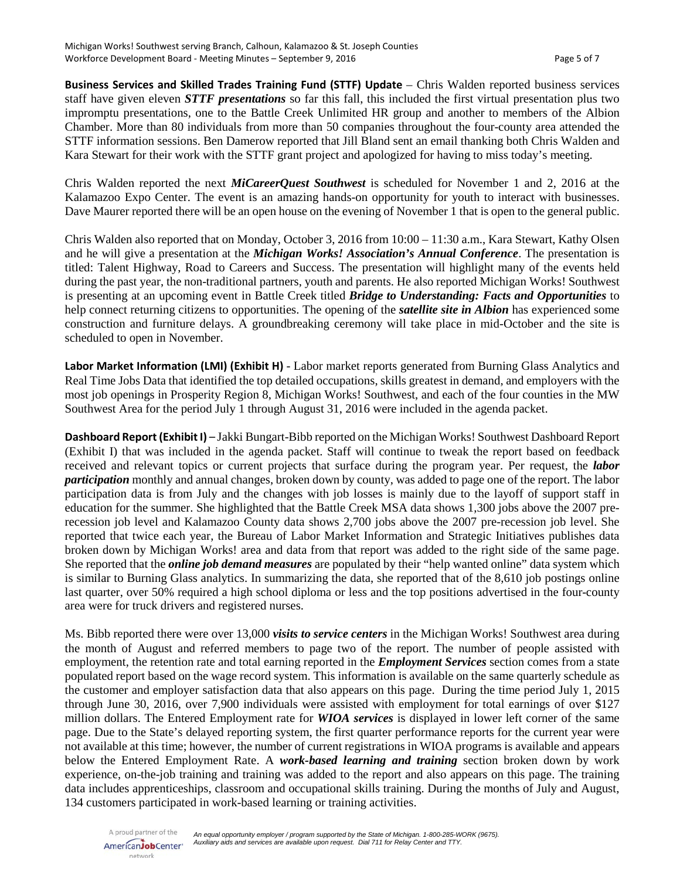**Business Services and Skilled Trades Training Fund (STTF) Update** – Chris Walden reported business services staff have given eleven ***STTF presentations*** so far this fall, this included the first virtual presentation plus two impromptu presentations, one to the Battle Creek Unlimited HR group and another to members of the Albion Chamber. More than 80 individuals from more than 50 companies throughout the four-county area attended the STTF information sessions. Ben Damerow reported that Jill Bland sent an email thanking both Chris Walden and Kara Stewart for their work with the STTF grant project and apologized for having to miss today's meeting.

Chris Walden reported the next ***MiCareerQuest Southwest*** is scheduled for November 1 and 2, 2016 at the Kalamazoo Expo Center. The event is an amazing hands-on opportunity for youth to interact with businesses. Dave Maurer reported there will be an open house on the evening of November 1 that is open to the general public.

Chris Walden also reported that on Monday, October 3, 2016 from 10:00 – 11:30 a.m., Kara Stewart, Kathy Olsen and he will give a presentation at the ***Michigan Works! Association's Annual Conference***. The presentation is titled: Talent Highway, Road to Careers and Success. The presentation will highlight many of the events held during the past year, the non-traditional partners, youth and parents. He also reported Michigan Works! Southwest is presenting at an upcoming event in Battle Creek titled ***Bridge to Understanding: Facts and Opportunities*** to help connect returning citizens to opportunities. The opening of the ***satellite site in Albion*** has experienced some construction and furniture delays. A groundbreaking ceremony will take place in mid-October and the site is scheduled to open in November.

**Labor Market Information (LMI) (Exhibit H)** - Labor market reports generated from Burning Glass Analytics and Real Time Jobs Data that identified the top detailed occupations, skills greatest in demand, and employers with the most job openings in Prosperity Region 8, Michigan Works! Southwest, and each of the four counties in the MW Southwest Area for the period July 1 through August 31, 2016 were included in the agenda packet.

**Dashboard Report (Exhibit I)** – Jakki Bungart-Bibb reported on the Michigan Works! Southwest Dashboard Report (Exhibit I) that was included in the agenda packet. Staff will continue to tweak the report based on feedback received and relevant topics or current projects that surface during the program year. Per request, the ***labor participation*** monthly and annual changes, broken down by county, was added to page one of the report. The labor participation data is from July and the changes with job losses is mainly due to the layoff of support staff in education for the summer. She highlighted that the Battle Creek MSA data shows 1,300 jobs above the 2007 pre-recession job level and Kalamazoo County data shows 2,700 jobs above the 2007 pre-recession job level. She reported that twice each year, the Bureau of Labor Market Information and Strategic Initiatives publishes data broken down by Michigan Works! area and data from that report was added to the right side of the same page. She reported that the ***online job demand measures*** are populated by their "help wanted online" data system which is similar to Burning Glass analytics. In summarizing the data, she reported that of the 8,610 job postings online last quarter, over 50% required a high school diploma or less and the top positions advertised in the four-county area were for truck drivers and registered nurses.

Ms. Bibb reported there were over 13,000 ***visits to service centers*** in the Michigan Works! Southwest area during the month of August and referred members to page two of the report. The number of people assisted with employment, the retention rate and total earning reported in the ***Employment Services*** section comes from a state populated report based on the wage record system. This information is available on the same quarterly schedule as the customer and employer satisfaction data that also appears on this page. During the time period July 1, 2015 through June 30, 2016, over 7,900 individuals were assisted with employment for total earnings of over $127 million dollars. The Entered Employment rate for ***WIOA services*** is displayed in lower left corner of the same page. Due to the State's delayed reporting system, the first quarter performance reports for the current year were not available at this time; however, the number of current registrations in WIOA programs is available and appears below the Entered Employment Rate. A ***work-based learning and training*** section broken down by work experience, on-the-job training and training was added to the report and also appears on this page. The training data includes apprenticeships, classroom and occupational skills training. During the months of July and August, 134 customers participated in work-based learning or training activities.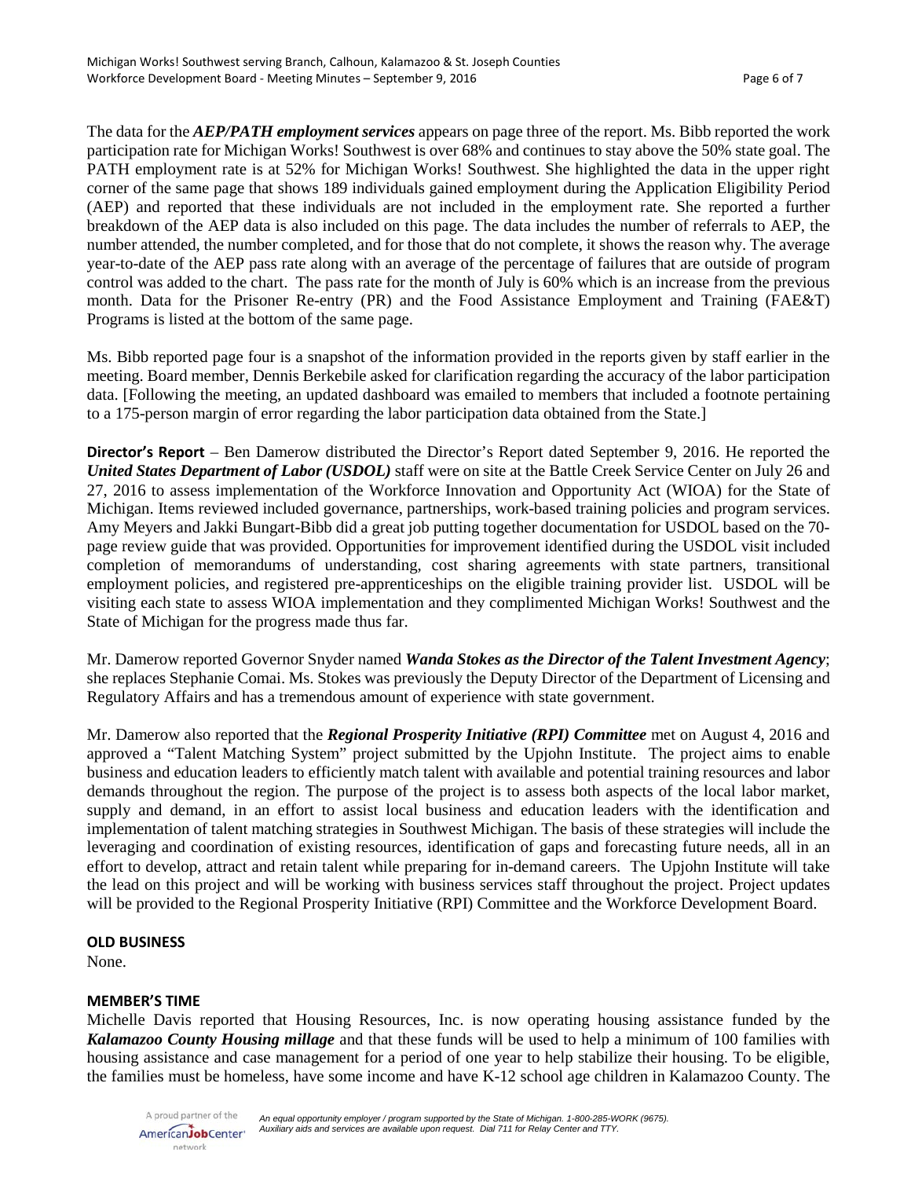The data for the ***AEP/PATH employment services*** appears on page three of the report. Ms. Bibb reported the work participation rate for Michigan Works! Southwest is over 68% and continues to stay above the 50% state goal. The PATH employment rate is at 52% for Michigan Works! Southwest. She highlighted the data in the upper right corner of the same page that shows 189 individuals gained employment during the Application Eligibility Period (AEP) and reported that these individuals are not included in the employment rate. She reported a further breakdown of the AEP data is also included on this page. The data includes the number of referrals to AEP, the number attended, the number completed, and for those that do not complete, it shows the reason why. The average year-to-date of the AEP pass rate along with an average of the percentage of failures that are outside of program control was added to the chart. The pass rate for the month of July is 60% which is an increase from the previous month. Data for the Prisoner Re-entry (PR) and the Food Assistance Employment and Training (FAE&T) Programs is listed at the bottom of the same page.

Ms. Bibb reported page four is a snapshot of the information provided in the reports given by staff earlier in the meeting. Board member, Dennis Berkebile asked for clarification regarding the accuracy of the labor participation data. [Following the meeting, an updated dashboard was emailed to members that included a footnote pertaining to a 175-person margin of error regarding the labor participation data obtained from the State.]

**Director's Report** – Ben Damerow distributed the Director's Report dated September 9, 2016. He reported the ***United States Department of Labor (USDOL)*** staff were on site at the Battle Creek Service Center on July 26 and 27, 2016 to assess implementation of the Workforce Innovation and Opportunity Act (WIOA) for the State of Michigan. Items reviewed included governance, partnerships, work-based training policies and program services. Amy Meyers and Jakki Bungart-Bibb did a great job putting together documentation for USDOL based on the 70-page review guide that was provided. Opportunities for improvement identified during the USDOL visit included completion of memorandums of understanding, cost sharing agreements with state partners, transitional employment policies, and registered pre-apprenticeships on the eligible training provider list. USDOL will be visiting each state to assess WIOA implementation and they complimented Michigan Works! Southwest and the State of Michigan for the progress made thus far.

Mr. Damerow reported Governor Snyder named ***Wanda Stokes as the Director of the Talent Investment Agency***; she replaces Stephanie Comai. Ms. Stokes was previously the Deputy Director of the Department of Licensing and Regulatory Affairs and has a tremendous amount of experience with state government.

Mr. Damerow also reported that the ***Regional Prosperity Initiative (RPI) Committee*** met on August 4, 2016 and approved a "Talent Matching System" project submitted by the Upjohn Institute. The project aims to enable business and education leaders to efficiently match talent with available and potential training resources and labor demands throughout the region. The purpose of the project is to assess both aspects of the local labor market, supply and demand, in an effort to assist local business and education leaders with the identification and implementation of talent matching strategies in Southwest Michigan. The basis of these strategies will include the leveraging and coordination of existing resources, identification of gaps and forecasting future needs, all in an effort to develop, attract and retain talent while preparing for in-demand careers. The Upjohn Institute will take the lead on this project and will be working with business services staff throughout the project. Project updates will be provided to the Regional Prosperity Initiative (RPI) Committee and the Workforce Development Board.

**OLD BUSINESS**

None.

**MEMBER'S TIME**

Michelle Davis reported that Housing Resources, Inc. is now operating housing assistance funded by the ***Kalamazoo County Housing millage*** and that these funds will be used to help a minimum of 100 families with housing assistance and case management for a period of one year to help stabilize their housing. To be eligible, the families must be homeless, have some income and have K-12 school age children in Kalamazoo County. The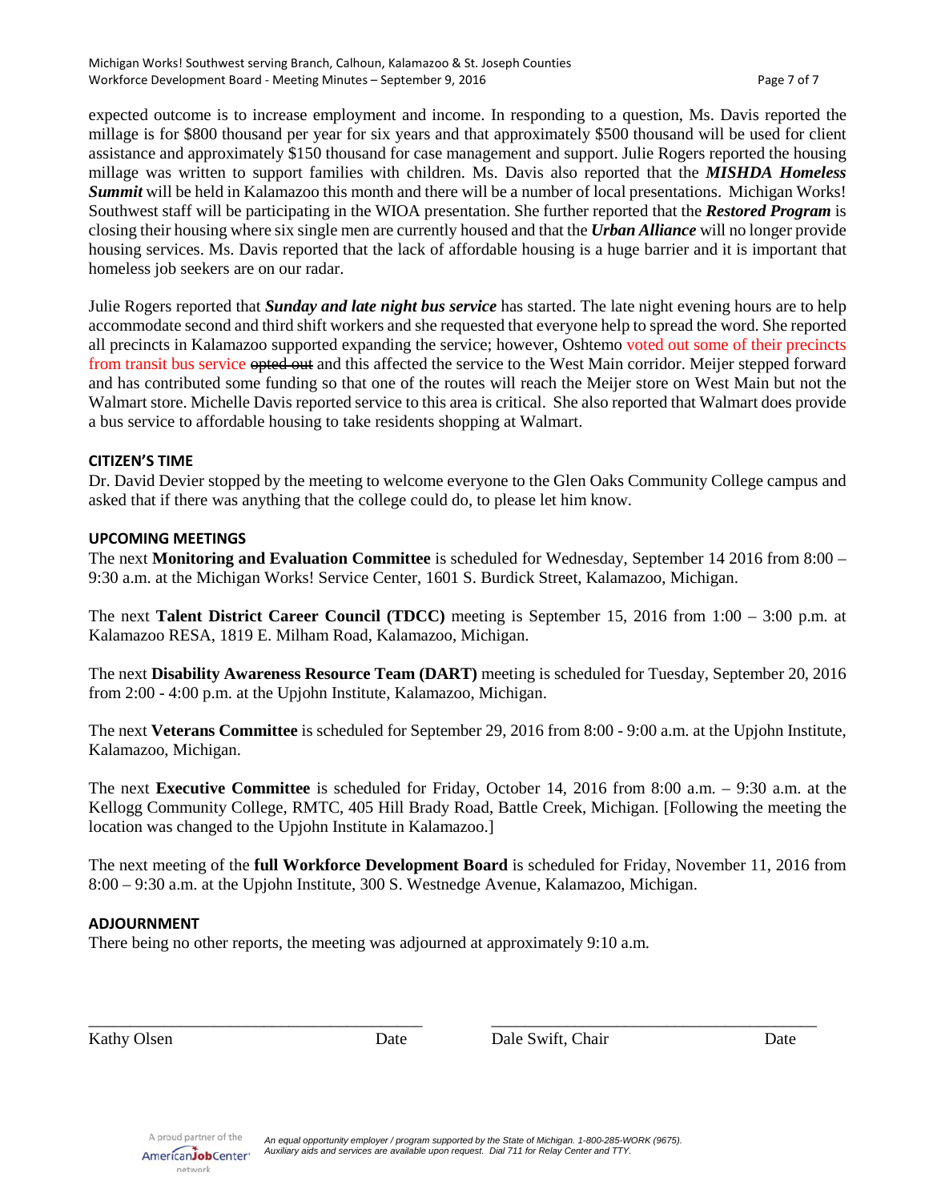expected outcome is to increase employment and income. In responding to a question, Ms. Davis reported the millage is for $800 thousand per year for six years and that approximately $500 thousand will be used for client assistance and approximately $150 thousand for case management and support. Julie Rogers reported the housing millage was written to support families with children. Ms. Davis also reported that the ***MISHDA Homeless Summit*** will be held in Kalamazoo this month and there will be a number of local presentations. Michigan Works! Southwest staff will be participating in the WIOA presentation. She further reported that the ***Restored Program*** is closing their housing where six single men are currently housed and that the ***Urban Alliance*** will no longer provide housing services. Ms. Davis reported that the lack of affordable housing is a huge barrier and it is important that homeless job seekers are on our radar.

Julie Rogers reported that ***Sunday and late night bus service*** has started. The late night evening hours are to help accommodate second and third shift workers and she requested that everyone help to spread the word. She reported all precincts in Kalamazoo supported expanding the service; however, Oshtemo voted out some of their precincts from transit bus service ~~opted out~~ and this affected the service to the West Main corridor. Meijer stepped forward and has contributed some funding so that one of the routes will reach the Meijer store on West Main but not the Walmart store. Michelle Davis reported service to this area is critical. She also reported that Walmart does provide a bus service to affordable housing to take residents shopping at Walmart.

### CITIZEN'S TIME

Dr. David Devier stopped by the meeting to welcome everyone to the Glen Oaks Community College campus and asked that if there was anything that the college could do, to please let him know.

### UPCOMING MEETINGS

The next **Monitoring and Evaluation Committee** is scheduled for Wednesday, September 14 2016 from 8:00 – 9:30 a.m. at the Michigan Works! Service Center, 1601 S. Burdick Street, Kalamazoo, Michigan.

The next **Talent District Career Council (TDCC)** meeting is September 15, 2016 from 1:00 – 3:00 p.m. at Kalamazoo RESA, 1819 E. Milham Road, Kalamazoo, Michigan.

The next **Disability Awareness Resource Team (DART)** meeting is scheduled for Tuesday, September 20, 2016 from 2:00 - 4:00 p.m. at the Upjohn Institute, Kalamazoo, Michigan.

The next **Veterans Committee** is scheduled for September 29, 2016 from 8:00 - 9:00 a.m. at the Upjohn Institute, Kalamazoo, Michigan.

The next **Executive Committee** is scheduled for Friday, October 14, 2016 from 8:00 a.m. – 9:30 a.m. at the Kellogg Community College, RMTC, 405 Hill Brady Road, Battle Creek, Michigan. [Following the meeting the location was changed to the Upjohn Institute in Kalamazoo.]

The next meeting of the **full Workforce Development Board** is scheduled for Friday, November 11, 2016 from 8:00 – 9:30 a.m. at the Upjohn Institute, 300 S. Westnedge Avenue, Kalamazoo, Michigan.

### ADJOURNMENT

There being no other reports, the meeting was adjourned at approximately 9:10 a.m.

_________________________________________ _________________________________________

Kathy Olsen Date Dale Swift, Chair Date

A proud partner of the AmericanJobCenter network

*An equal opportunity employer / program supported by the State of Michigan. 1-800-285-WORK (9675). Auxiliary aids and services are available upon request. Dial 711 for Relay Center and TTY.*